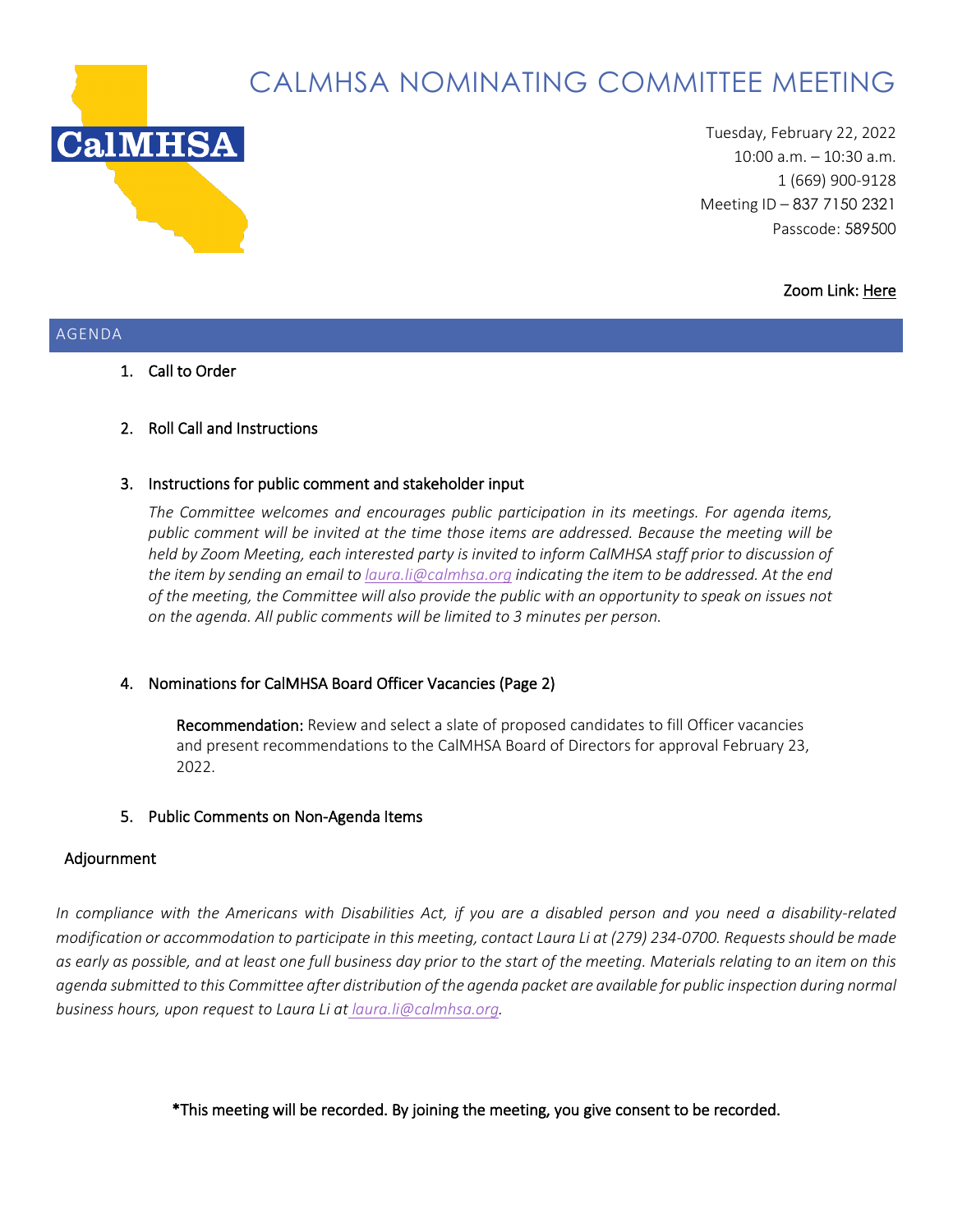# CALMHSA NOMINATING COMMITTEE MEETING

CalMHSA

Tuesday, February 22, 2022
10:00 a.m. – 10:30 a.m.
1 (669) 900-9128
Meeting ID – 837 7150 2321
Passcode: 589500

Zoom Link: Here

## AGENDA

1. Call to Order

2. Roll Call and Instructions

3. Instructions for public comment and stakeholder input

   *The Committee welcomes and encourages public participation in its meetings. For agenda items, public comment will be invited at the time those items are addressed. Because the meeting will be held by Zoom Meeting, each interested party is invited to inform CalMHSA staff prior to discussion of the item by sending an email to laura.li@calmhsa.org indicating the item to be addressed. At the end of the meeting, the Committee will also provide the public with an opportunity to speak on issues not on the agenda. All public comments will be limited to 3 minutes per person.*

4. Nominations for CalMHSA Board Officer Vacancies (Page 2)

   **Recommendation:** Review and select a slate of proposed candidates to fill Officer vacancies and present recommendations to the CalMHSA Board of Directors for approval February 23, 2022.

5. Public Comments on Non-Agenda Items

Adjournment

*In compliance with the Americans with Disabilities Act, if you are a disabled person and you need a disability-related modification or accommodation to participate in this meeting, contact Laura Li at (279) 234-0700. Requests should be made as early as possible, and at least one full business day prior to the start of the meeting. Materials relating to an item on this agenda submitted to this Committee after distribution of the agenda packet are available for public inspection during normal business hours, upon request to Laura Li at laura.li@calmhsa.org.*

**\*This meeting will be recorded. By joining the meeting, you give consent to be recorded.**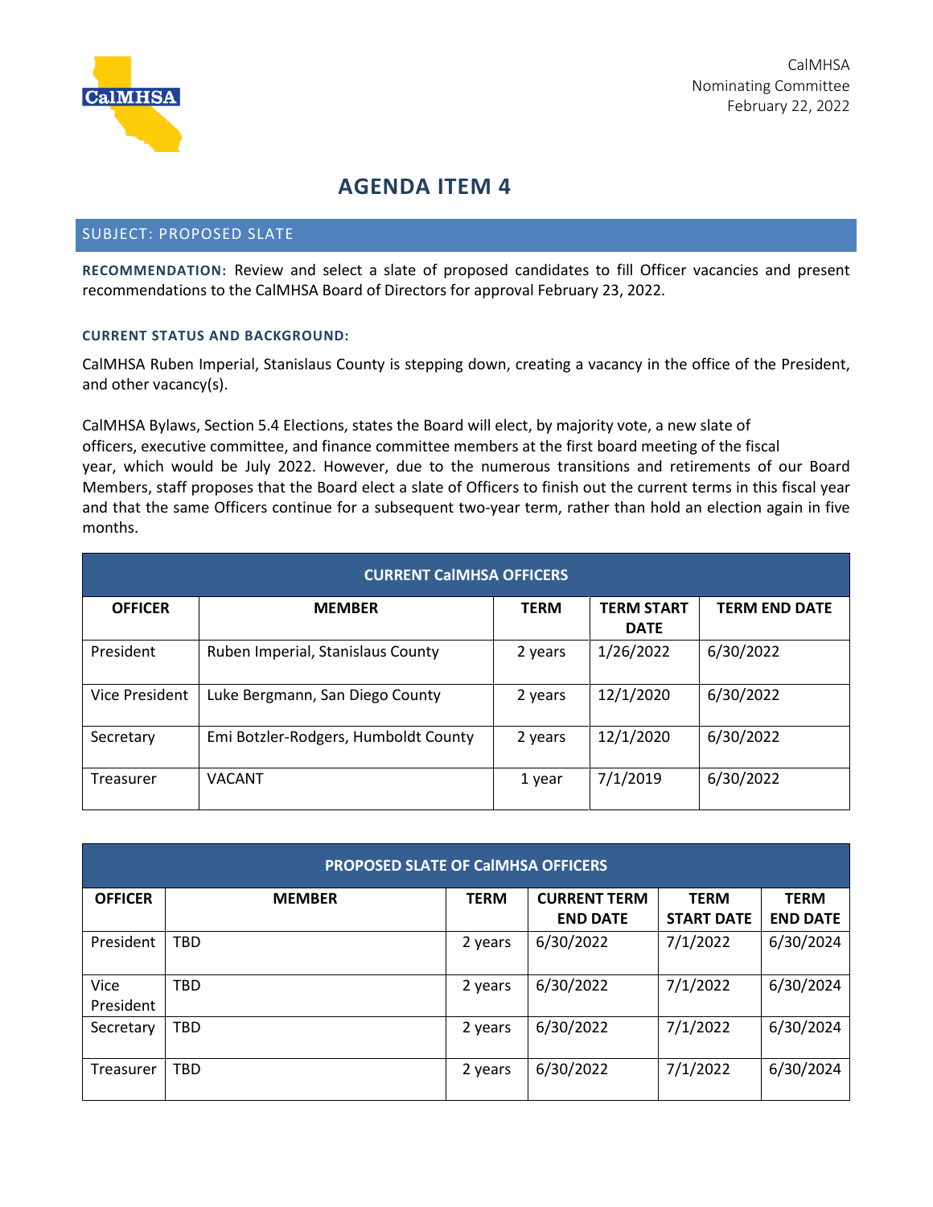CalMHSA
Nominating Committee
February 22, 2022

# AGENDA ITEM 4

## SUBJECT: PROPOSED SLATE

**RECOMMENDATION:** Review and select a slate of proposed candidates to fill Officer vacancies and present recommendations to the CalMHSA Board of Directors for approval February 23, 2022.

### CURRENT STATUS AND BACKGROUND:

CalMHSA Ruben Imperial, Stanislaus County is stepping down, creating a vacancy in the office of the President, and other vacancy(s).

CalMHSA Bylaws, Section 5.4 Elections, states the Board will elect, by majority vote, a new slate of officers, executive committee, and finance committee members at the first board meeting of the fiscal year, which would be July 2022. However, due to the numerous transitions and retirements of our Board Members, staff proposes that the Board elect a slate of Officers to finish out the current terms in this fiscal year and that the same Officers continue for a subsequent two-year term, rather than hold an election again in five months.

| CURRENT CalMHSA OFFICERS | | | | |
|---|---|---|---|---|
| **OFFICER** | **MEMBER** | **TERM** | **TERM START DATE** | **TERM END DATE** |
| President | Ruben Imperial, Stanislaus County | 2 years | 1/26/2022 | 6/30/2022 |
| Vice President | Luke Bergmann, San Diego County | 2 years | 12/1/2020 | 6/30/2022 |
| Secretary | Emi Botzler-Rodgers, Humboldt County | 2 years | 12/1/2020 | 6/30/2022 |
| Treasurer | VACANT | 1 year | 7/1/2019 | 6/30/2022 |

| PROPOSED SLATE OF CalMHSA OFFICERS | | | | | |
|---|---|---|---|---|---|
| **OFFICER** | **MEMBER** | **TERM** | **CURRENT TERM END DATE** | **TERM START DATE** | **TERM END DATE** |
| President | TBD | 2 years | 6/30/2022 | 7/1/2022 | 6/30/2024 |
| Vice President | TBD | 2 years | 6/30/2022 | 7/1/2022 | 6/30/2024 |
| Secretary | TBD | 2 years | 6/30/2022 | 7/1/2022 | 6/30/2024 |
| Treasurer | TBD | 2 years | 6/30/2022 | 7/1/2022 | 6/30/2024 |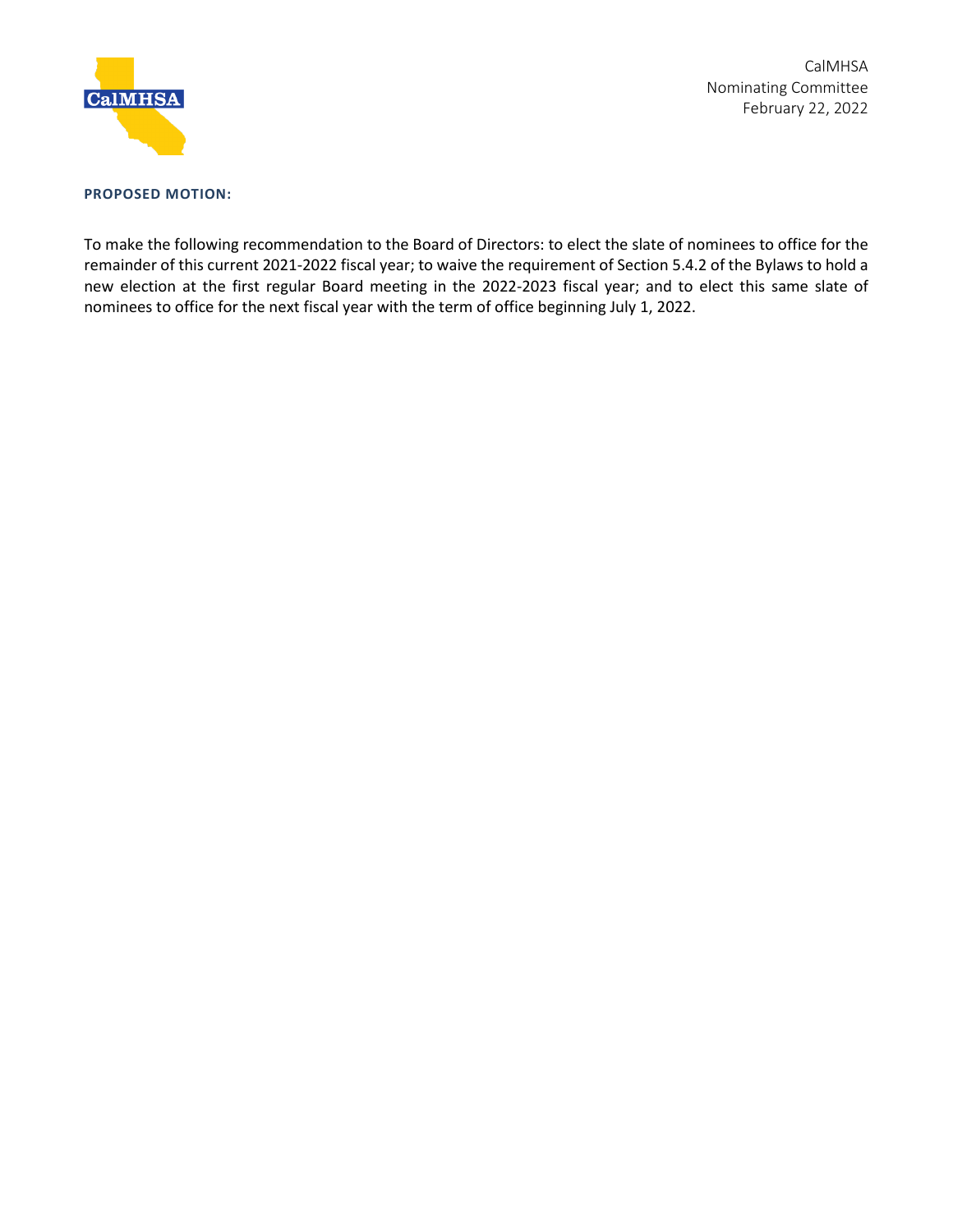CalMHSA
Nominating Committee
February 22, 2022

**PROPOSED MOTION:**

To make the following recommendation to the Board of Directors: to elect the slate of nominees to office for the remainder of this current 2021-2022 fiscal year; to waive the requirement of Section 5.4.2 of the Bylaws to hold a new election at the first regular Board meeting in the 2022-2023 fiscal year; and to elect this same slate of nominees to office for the next fiscal year with the term of office beginning July 1, 2022.